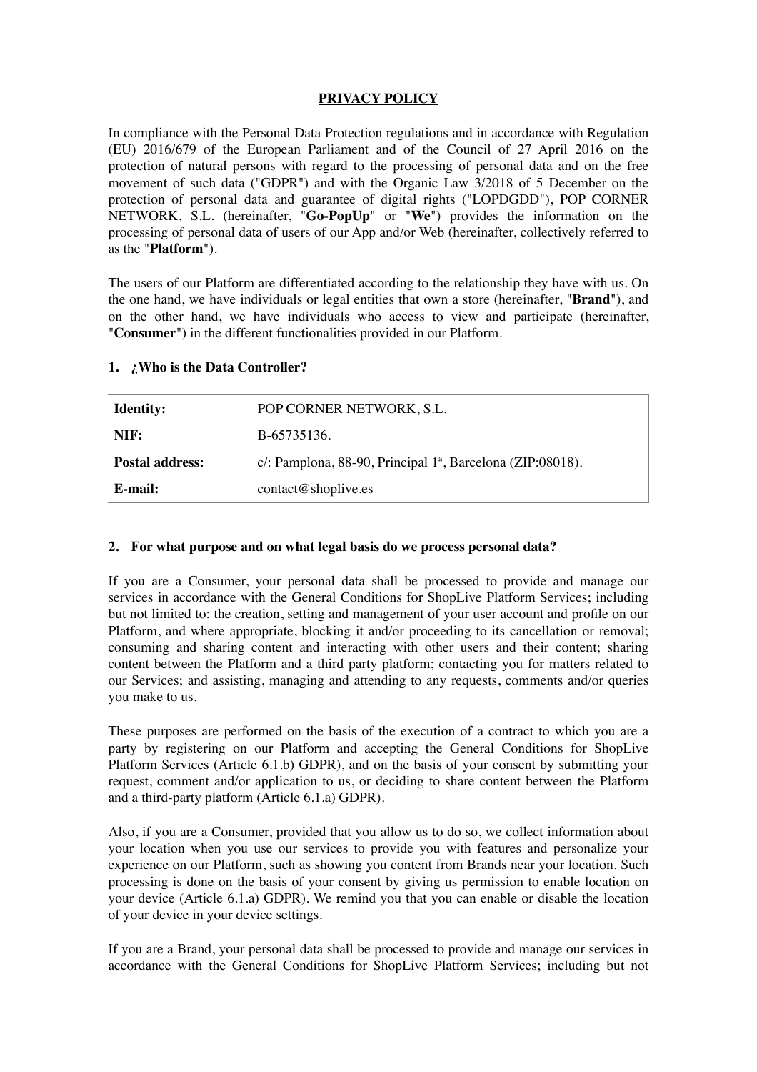# PRIVACY POLICY

In compliance with the Personal Data Protection regulations and in accordance with Regulation (EU) 2016/679 of the European Parliament and of the Council of 27 April 2016 on the protection of natural persons with regard to the processing of personal data and on the free movement of such data ("GDPR") and with the Organic Law 3/2018 of 5 December on the protection of personal data and guarantee of digital rights ("LOPDGDD"), POP CORNER NETWORK, S.L. (hereinafter, "**Go-PopUp**" or "**We**") provides the information on the processing of personal data of users of our App and/or Web (hereinafter, collectively referred to as the "**Platform**").

The users of our Platform are differentiated according to the relationship they have with us. On the one hand, we have individuals or legal entities that own a store (hereinafter, "**Brand**"), and on the other hand, we have individuals who access to view and participate (hereinafter, "**Consumer**") in the different functionalities provided in our Platform.

## 1. ¿Who is the Data Controller?

| | |
|---|---|
| **Identity:** | POP CORNER NETWORK, S.L. |
| **NIF:** | B-65735136. |
| **Postal address:** | c/: Pamplona, 88-90, Principal 1ª, Barcelona (ZIP:08018). |
| **E-mail:** | contact@shoplive.es |

## 2. For what purpose and on what legal basis do we process personal data?

If you are a Consumer, your personal data shall be processed to provide and manage our services in accordance with the General Conditions for ShopLive Platform Services; including but not limited to: the creation, setting and management of your user account and profile on our Platform, and where appropriate, blocking it and/or proceeding to its cancellation or removal; consuming and sharing content and interacting with other users and their content; sharing content between the Platform and a third party platform; contacting you for matters related to our Services; and assisting, managing and attending to any requests, comments and/or queries you make to us.

These purposes are performed on the basis of the execution of a contract to which you are a party by registering on our Platform and accepting the General Conditions for ShopLive Platform Services (Article 6.1.b) GDPR), and on the basis of your consent by submitting your request, comment and/or application to us, or deciding to share content between the Platform and a third-party platform (Article 6.1.a) GDPR).

Also, if you are a Consumer, provided that you allow us to do so, we collect information about your location when you use our services to provide you with features and personalize your experience on our Platform, such as showing you content from Brands near your location. Such processing is done on the basis of your consent by giving us permission to enable location on your device (Article 6.1.a) GDPR). We remind you that you can enable or disable the location of your device in your device settings.

If you are a Brand, your personal data shall be processed to provide and manage our services in accordance with the General Conditions for ShopLive Platform Services; including but not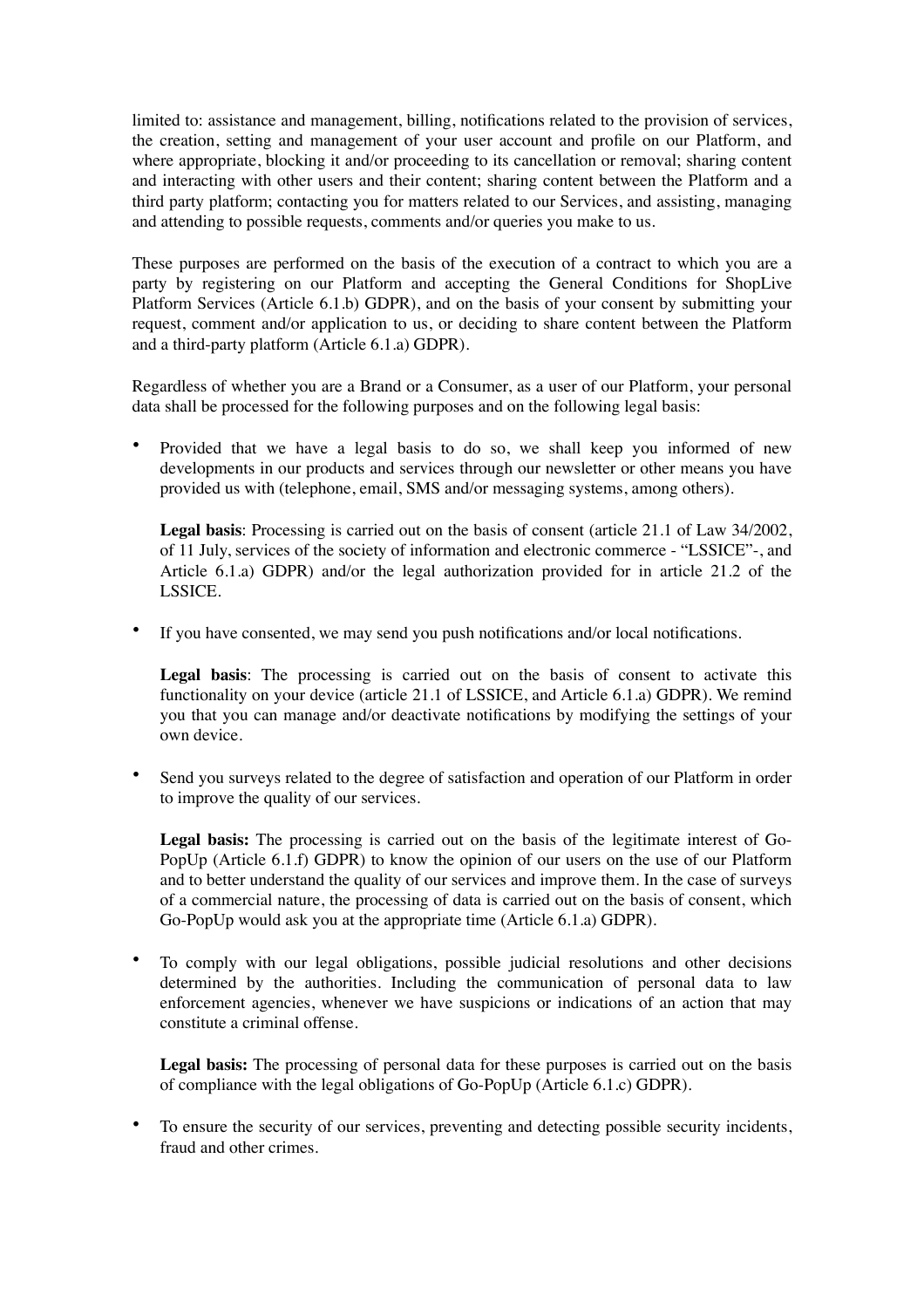limited to: assistance and management, billing, notifications related to the provision of services, the creation, setting and management of your user account and profile on our Platform, and where appropriate, blocking it and/or proceeding to its cancellation or removal; sharing content and interacting with other users and their content; sharing content between the Platform and a third party platform; contacting you for matters related to our Services, and assisting, managing and attending to possible requests, comments and/or queries you make to us.

These purposes are performed on the basis of the execution of a contract to which you are a party by registering on our Platform and accepting the General Conditions for ShopLive Platform Services (Article 6.1.b) GDPR), and on the basis of your consent by submitting your request, comment and/or application to us, or deciding to share content between the Platform and a third-party platform (Article 6.1.a) GDPR).

Regardless of whether you are a Brand or a Consumer, as a user of our Platform, your personal data shall be processed for the following purposes and on the following legal basis:

- Provided that we have a legal basis to do so, we shall keep you informed of new developments in our products and services through our newsletter or other means you have provided us with (telephone, email, SMS and/or messaging systems, among others).

  **Legal basis**: Processing is carried out on the basis of consent (article 21.1 of Law 34/2002, of 11 July, services of the society of information and electronic commerce - "LSSICE"-, and Article 6.1.a) GDPR) and/or the legal authorization provided for in article 21.2 of the LSSICE.

- If you have consented, we may send you push notifications and/or local notifications.

  **Legal basis**: The processing is carried out on the basis of consent to activate this functionality on your device (article 21.1 of LSSICE, and Article 6.1.a) GDPR). We remind you that you can manage and/or deactivate notifications by modifying the settings of your own device.

- Send you surveys related to the degree of satisfaction and operation of our Platform in order to improve the quality of our services.

  **Legal basis:** The processing is carried out on the basis of the legitimate interest of Go-PopUp (Article 6.1.f) GDPR) to know the opinion of our users on the use of our Platform and to better understand the quality of our services and improve them. In the case of surveys of a commercial nature, the processing of data is carried out on the basis of consent, which Go-PopUp would ask you at the appropriate time (Article 6.1.a) GDPR).

- To comply with our legal obligations, possible judicial resolutions and other decisions determined by the authorities. Including the communication of personal data to law enforcement agencies, whenever we have suspicions or indications of an action that may constitute a criminal offense.

  **Legal basis:** The processing of personal data for these purposes is carried out on the basis of compliance with the legal obligations of Go-PopUp (Article 6.1.c) GDPR).

- To ensure the security of our services, preventing and detecting possible security incidents, fraud and other crimes.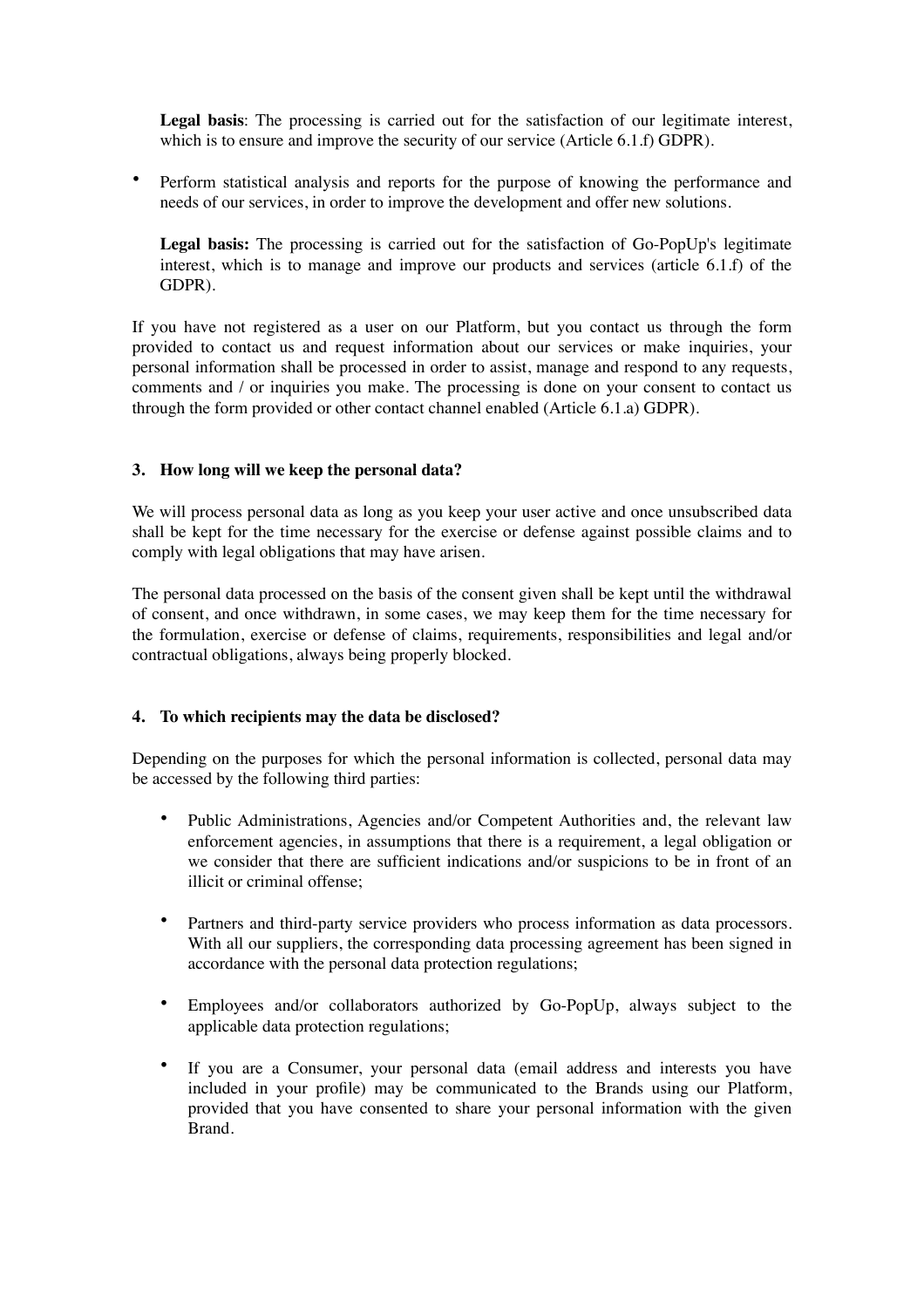**Legal basis**: The processing is carried out for the satisfaction of our legitimate interest, which is to ensure and improve the security of our service (Article 6.1.f) GDPR).

- Perform statistical analysis and reports for the purpose of knowing the performance and needs of our services, in order to improve the development and offer new solutions.

  **Legal basis:** The processing is carried out for the satisfaction of Go-PopUp's legitimate interest, which is to manage and improve our products and services (article 6.1.f) of the GDPR).

If you have not registered as a user on our Platform, but you contact us through the form provided to contact us and request information about our services or make inquiries, your personal information shall be processed in order to assist, manage and respond to any requests, comments and / or inquiries you make. The processing is done on your consent to contact us through the form provided or other contact channel enabled (Article 6.1.a) GDPR).

## 3. How long will we keep the personal data?

We will process personal data as long as you keep your user active and once unsubscribed data shall be kept for the time necessary for the exercise or defense against possible claims and to comply with legal obligations that may have arisen.

The personal data processed on the basis of the consent given shall be kept until the withdrawal of consent, and once withdrawn, in some cases, we may keep them for the time necessary for the formulation, exercise or defense of claims, requirements, responsibilities and legal and/or contractual obligations, always being properly blocked.

## 4. To which recipients may the data be disclosed?

Depending on the purposes for which the personal information is collected, personal data may be accessed by the following third parties:

- Public Administrations, Agencies and/or Competent Authorities and, the relevant law enforcement agencies, in assumptions that there is a requirement, a legal obligation or we consider that there are sufficient indications and/or suspicions to be in front of an illicit or criminal offense;

- Partners and third-party service providers who process information as data processors. With all our suppliers, the corresponding data processing agreement has been signed in accordance with the personal data protection regulations;

- Employees and/or collaborators authorized by Go-PopUp, always subject to the applicable data protection regulations;

- If you are a Consumer, your personal data (email address and interests you have included in your profile) may be communicated to the Brands using our Platform, provided that you have consented to share your personal information with the given Brand.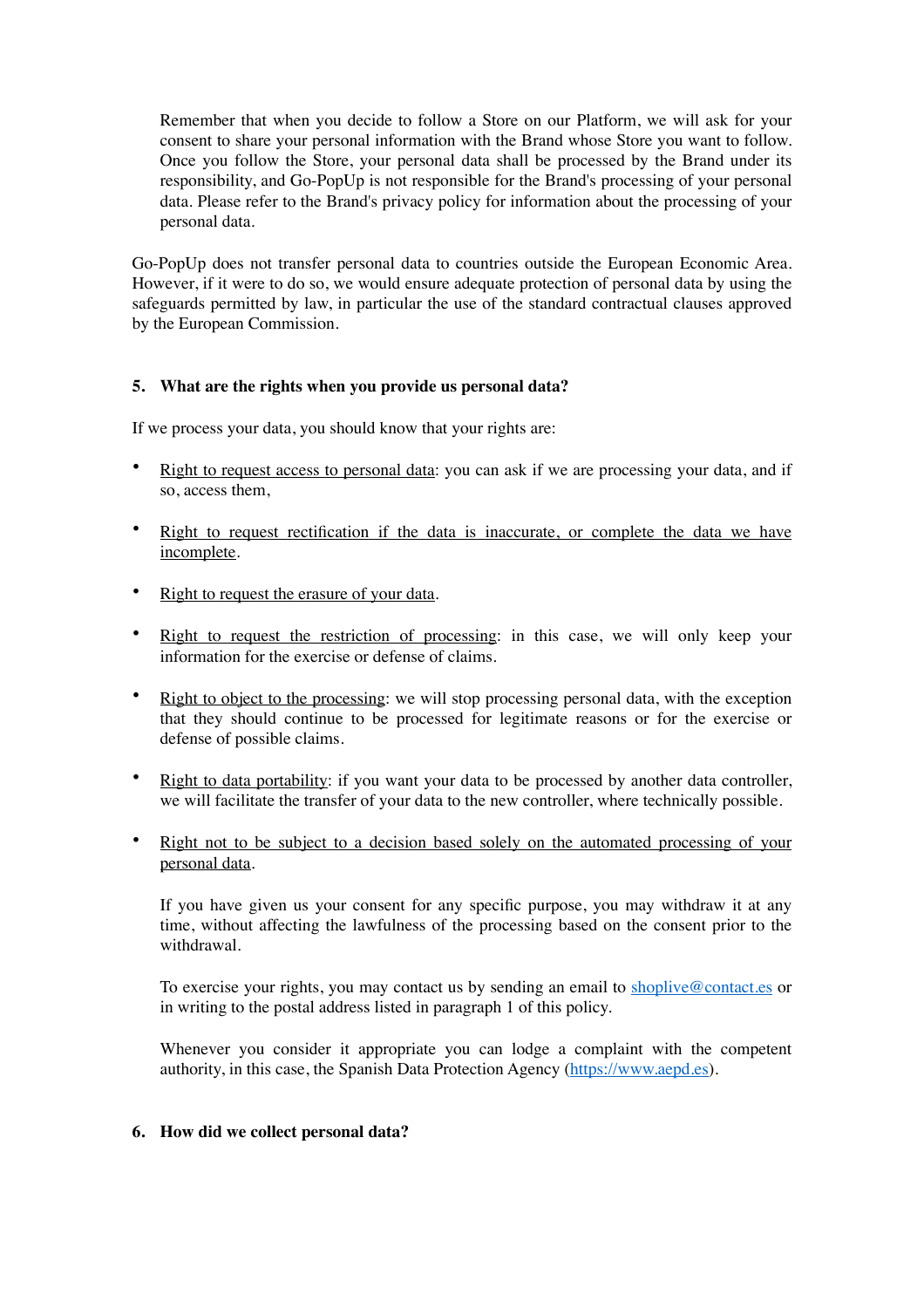Remember that when you decide to follow a Store on our Platform, we will ask for your consent to share your personal information with the Brand whose Store you want to follow. Once you follow the Store, your personal data shall be processed by the Brand under its responsibility, and Go-PopUp is not responsible for the Brand's processing of your personal data. Please refer to the Brand's privacy policy for information about the processing of your personal data.

Go-PopUp does not transfer personal data to countries outside the European Economic Area. However, if it were to do so, we would ensure adequate protection of personal data by using the safeguards permitted by law, in particular the use of the standard contractual clauses approved by the European Commission.

## 5. What are the rights when you provide us personal data?

If we process your data, you should know that your rights are:

- Right to request access to personal data: you can ask if we are processing your data, and if so, access them,
- Right to request rectification if the data is inaccurate, or complete the data we have incomplete.
- Right to request the erasure of your data.
- Right to request the restriction of processing: in this case, we will only keep your information for the exercise or defense of claims.
- Right to object to the processing: we will stop processing personal data, with the exception that they should continue to be processed for legitimate reasons or for the exercise or defense of possible claims.
- Right to data portability: if you want your data to be processed by another data controller, we will facilitate the transfer of your data to the new controller, where technically possible.
- Right not to be subject to a decision based solely on the automated processing of your personal data.

  If you have given us your consent for any specific purpose, you may withdraw it at any time, without affecting the lawfulness of the processing based on the consent prior to the withdrawal.

  To exercise your rights, you may contact us by sending an email to [shoplive@contact.es](mailto:shoplive@contact.es) or in writing to the postal address listed in paragraph 1 of this policy.

  Whenever you consider it appropriate you can lodge a complaint with the competent authority, in this case, the Spanish Data Protection Agency ([https://www.aepd.es](https://www.aepd.es)).

## 6. How did we collect personal data?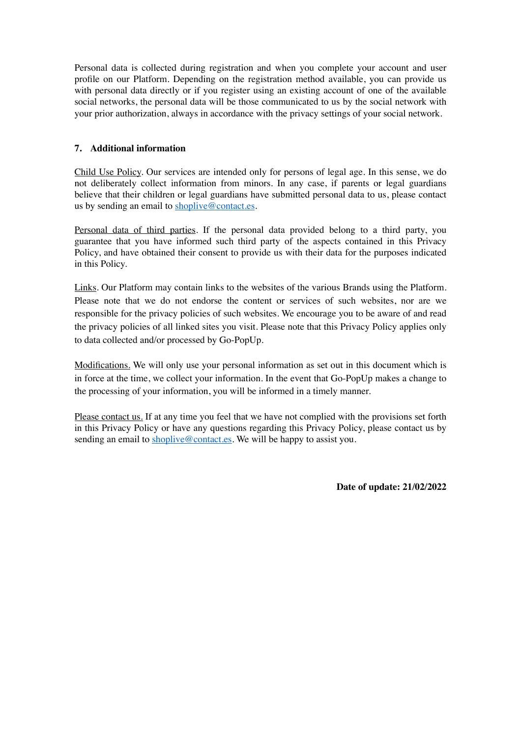Personal data is collected during registration and when you complete your account and user profile on our Platform. Depending on the registration method available, you can provide us with personal data directly or if you register using an existing account of one of the available social networks, the personal data will be those communicated to us by the social network with your prior authorization, always in accordance with the privacy settings of your social network.

## 7. Additional information

Child Use Policy. Our services are intended only for persons of legal age. In this sense, we do not deliberately collect information from minors. In any case, if parents or legal guardians believe that their children or legal guardians have submitted personal data to us, please contact us by sending an email to [shoplive@contact.es](mailto:shoplive@contact.es).

Personal data of third parties. If the personal data provided belong to a third party, you guarantee that you have informed such third party of the aspects contained in this Privacy Policy, and have obtained their consent to provide us with their data for the purposes indicated in this Policy.

Links. Our Platform may contain links to the websites of the various Brands using the Platform. Please note that we do not endorse the content or services of such websites, nor are we responsible for the privacy policies of such websites. We encourage you to be aware of and read the privacy policies of all linked sites you visit. Please note that this Privacy Policy applies only to data collected and/or processed by Go-PopUp.

Modifications. We will only use your personal information as set out in this document which is in force at the time, we collect your information. In the event that Go-PopUp makes a change to the processing of your information, you will be informed in a timely manner.

Please contact us. If at any time you feel that we have not complied with the provisions set forth in this Privacy Policy or have any questions regarding this Privacy Policy, please contact us by sending an email to [shoplive@contact.es](mailto:shoplive@contact.es). We will be happy to assist you.

**Date of update: 21/02/2022**